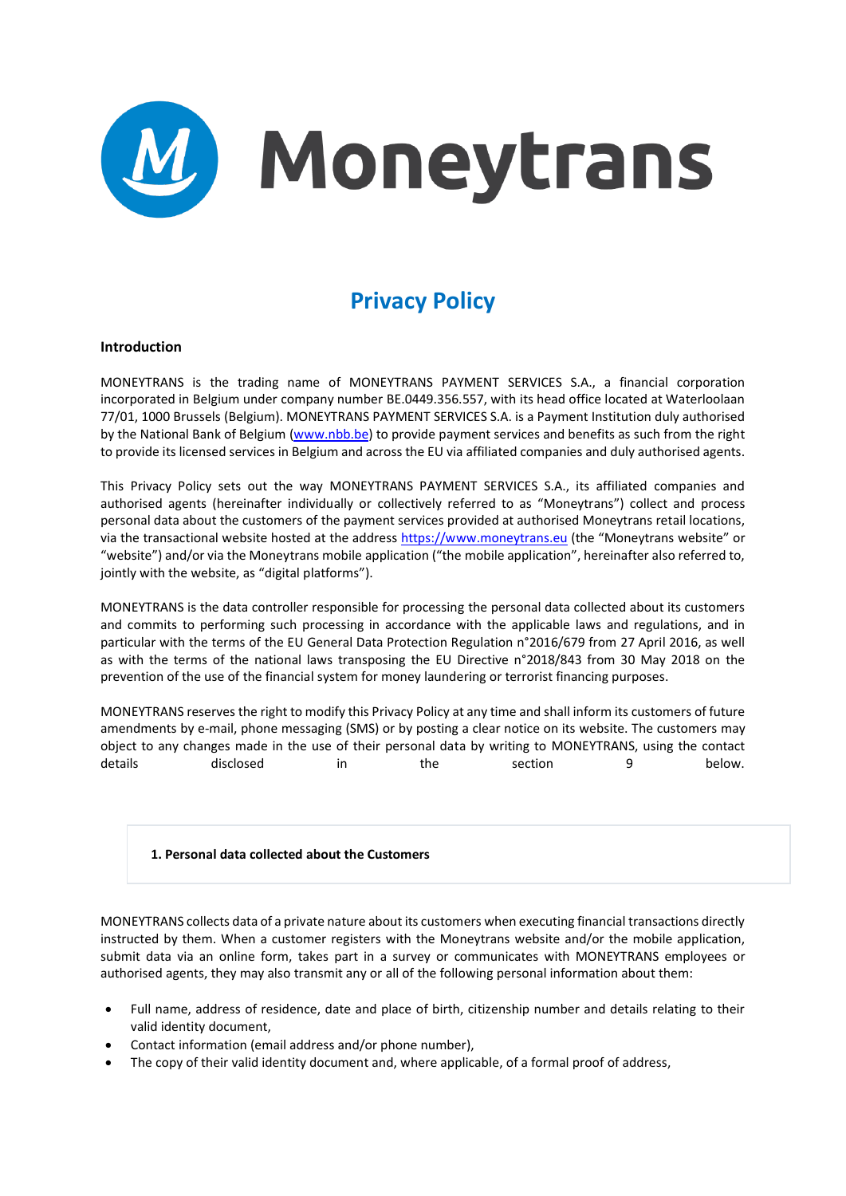Moneytrans

# Privacy Policy

**Introduction**

MONEYTRANS is the trading name of MONEYTRANS PAYMENT SERVICES S.A., a financial corporation incorporated in Belgium under company number BE.0449.356.557, with its head office located at Waterloolaan 77/01, 1000 Brussels (Belgium). MONEYTRANS PAYMENT SERVICES S.A. is a Payment Institution duly authorised by the National Bank of Belgium (www.nbb.be) to provide payment services and benefits as such from the right to provide its licensed services in Belgium and across the EU via affiliated companies and duly authorised agents.

This Privacy Policy sets out the way MONEYTRANS PAYMENT SERVICES S.A., its affiliated companies and authorised agents (hereinafter individually or collectively referred to as "Moneytrans") collect and process personal data about the customers of the payment services provided at authorised Moneytrans retail locations, via the transactional website hosted at the address https://www.moneytrans.eu (the "Moneytrans website" or "website") and/or via the Moneytrans mobile application ("the mobile application", hereinafter also referred to, jointly with the website, as "digital platforms").

MONEYTRANS is the data controller responsible for processing the personal data collected about its customers and commits to performing such processing in accordance with the applicable laws and regulations, and in particular with the terms of the EU General Data Protection Regulation n°2016/679 from 27 April 2016, as well as with the terms of the national laws transposing the EU Directive n°2018/843 from 30 May 2018 on the prevention of the use of the financial system for money laundering or terrorist financing purposes.

MONEYTRANS reserves the right to modify this Privacy Policy at any time and shall inform its customers of future amendments by e-mail, phone messaging (SMS) or by posting a clear notice on its website. The customers may object to any changes made in the use of their personal data by writing to MONEYTRANS, using the contact details disclosed in the section 9 below.

## 1. Personal data collected about the Customers

MONEYTRANS collects data of a private nature about its customers when executing financial transactions directly instructed by them. When a customer registers with the Moneytrans website and/or the mobile application, submit data via an online form, takes part in a survey or communicates with MONEYTRANS employees or authorised agents, they may also transmit any or all of the following personal information about them:

- Full name, address of residence, date and place of birth, citizenship number and details relating to their valid identity document,
- Contact information (email address and/or phone number),
- The copy of their valid identity document and, where applicable, of a formal proof of address,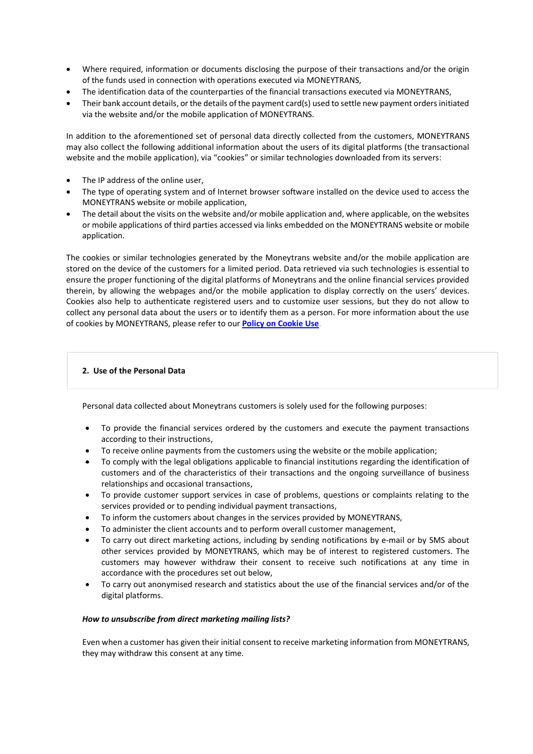- Where required, information or documents disclosing the purpose of their transactions and/or the origin of the funds used in connection with operations executed via MONEYTRANS,
- The identification data of the counterparties of the financial transactions executed via MONEYTRANS,
- Their bank account details, or the details of the payment card(s) used to settle new payment orders initiated via the website and/or the mobile application of MONEYTRANS.

In addition to the aforementioned set of personal data directly collected from the customers, MONEYTRANS may also collect the following additional information about the users of its digital platforms (the transactional website and the mobile application), via "cookies" or similar technologies downloaded from its servers:

- The IP address of the online user,
- The type of operating system and of Internet browser software installed on the device used to access the MONEYTRANS website or mobile application,
- The detail about the visits on the website and/or mobile application and, where applicable, on the websites or mobile applications of third parties accessed via links embedded on the MONEYTRANS website or mobile application.

The cookies or similar technologies generated by the Moneytrans website and/or the mobile application are stored on the device of the customers for a limited period. Data retrieved via such technologies is essential to ensure the proper functioning of the digital platforms of Moneytrans and the online financial services provided therein, by allowing the webpages and/or the mobile application to display correctly on the users' devices. Cookies also help to authenticate registered users and to customize user sessions, but they do not allow to collect any personal data about the users or to identify them as a person. For more information about the use of cookies by MONEYTRANS, please refer to our **Policy on Cookie Use**.

## 2. Use of the Personal Data

Personal data collected about Moneytrans customers is solely used for the following purposes:

- To provide the financial services ordered by the customers and execute the payment transactions according to their instructions,
- To receive online payments from the customers using the website or the mobile application;
- To comply with the legal obligations applicable to financial institutions regarding the identification of customers and of the characteristics of their transactions and the ongoing surveillance of business relationships and occasional transactions,
- To provide customer support services in case of problems, questions or complaints relating to the services provided or to pending individual payment transactions,
- To inform the customers about changes in the services provided by MONEYTRANS,
- To administer the client accounts and to perform overall customer management,
- To carry out direct marketing actions, including by sending notifications by e-mail or by SMS about other services provided by MONEYTRANS, which may be of interest to registered customers. The customers may however withdraw their consent to receive such notifications at any time in accordance with the procedures set out below,
- To carry out anonymised research and statistics about the use of the financial services and/or of the digital platforms.

***How to unsubscribe from direct marketing mailing lists?***

Even when a customer has given their initial consent to receive marketing information from MONEYTRANS, they may withdraw this consent at any time.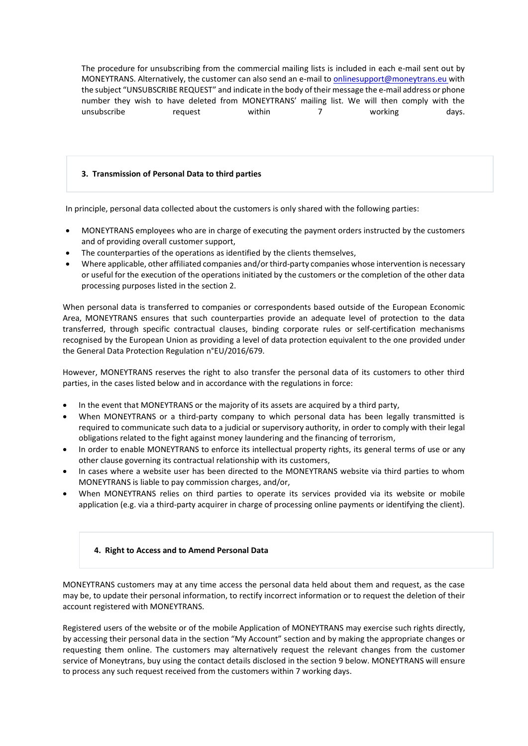The procedure for unsubscribing from the commercial mailing lists is included in each e-mail sent out by MONEYTRANS. Alternatively, the customer can also send an e-mail to onlinesupport@moneytrans.eu with the subject "UNSUBSCRIBE REQUEST" and indicate in the body of their message the e-mail address or phone number they wish to have deleted from MONEYTRANS' mailing list. We will then comply with the unsubscribe request within 7 working days.

## 3. Transmission of Personal Data to third parties

In principle, personal data collected about the customers is only shared with the following parties:

- MONEYTRANS employees who are in charge of executing the payment orders instructed by the customers and of providing overall customer support,
- The counterparties of the operations as identified by the clients themselves,
- Where applicable, other affiliated companies and/or third-party companies whose intervention is necessary or useful for the execution of the operations initiated by the customers or the completion of the other data processing purposes listed in the section 2.

When personal data is transferred to companies or correspondents based outside of the European Economic Area, MONEYTRANS ensures that such counterparties provide an adequate level of protection to the data transferred, through specific contractual clauses, binding corporate rules or self-certification mechanisms recognised by the European Union as providing a level of data protection equivalent to the one provided under the General Data Protection Regulation n°EU/2016/679.

However, MONEYTRANS reserves the right to also transfer the personal data of its customers to other third parties, in the cases listed below and in accordance with the regulations in force:

- In the event that MONEYTRANS or the majority of its assets are acquired by a third party,
- When MONEYTRANS or a third-party company to which personal data has been legally transmitted is required to communicate such data to a judicial or supervisory authority, in order to comply with their legal obligations related to the fight against money laundering and the financing of terrorism,
- In order to enable MONEYTRANS to enforce its intellectual property rights, its general terms of use or any other clause governing its contractual relationship with its customers,
- In cases where a website user has been directed to the MONEYTRANS website via third parties to whom MONEYTRANS is liable to pay commission charges, and/or,
- When MONEYTRANS relies on third parties to operate its services provided via its website or mobile application (e.g. via a third-party acquirer in charge of processing online payments or identifying the client).

## 4. Right to Access and to Amend Personal Data

MONEYTRANS customers may at any time access the personal data held about them and request, as the case may be, to update their personal information, to rectify incorrect information or to request the deletion of their account registered with MONEYTRANS.

Registered users of the website or of the mobile Application of MONEYTRANS may exercise such rights directly, by accessing their personal data in the section "My Account" section and by making the appropriate changes or requesting them online. The customers may alternatively request the relevant changes from the customer service of Moneytrans, buy using the contact details disclosed in the section 9 below. MONEYTRANS will ensure to process any such request received from the customers within 7 working days.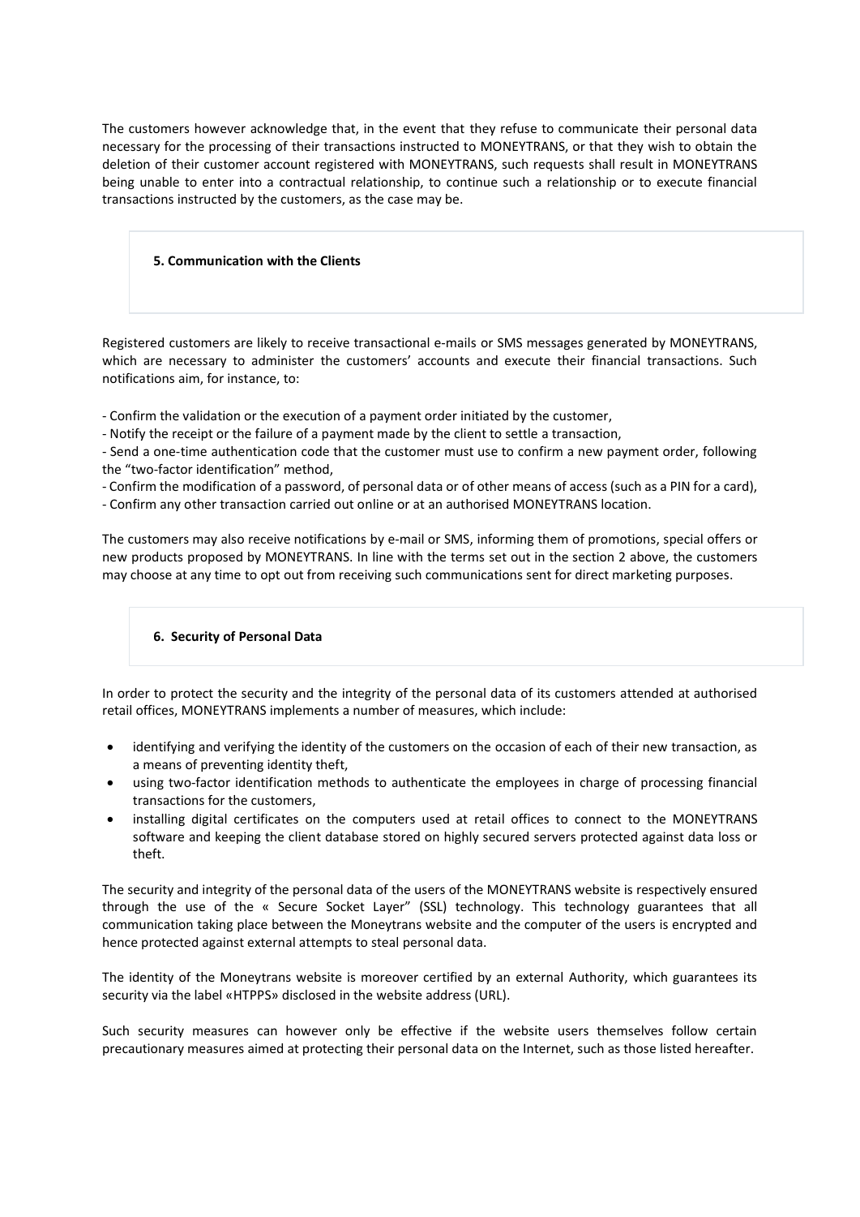The customers however acknowledge that, in the event that they refuse to communicate their personal data necessary for the processing of their transactions instructed to MONEYTRANS, or that they wish to obtain the deletion of their customer account registered with MONEYTRANS, such requests shall result in MONEYTRANS being unable to enter into a contractual relationship, to continue such a relationship or to execute financial transactions instructed by the customers, as the case may be.

## 5. Communication with the Clients

Registered customers are likely to receive transactional e-mails or SMS messages generated by MONEYTRANS, which are necessary to administer the customers' accounts and execute their financial transactions. Such notifications aim, for instance, to:

- Confirm the validation or the execution of a payment order initiated by the customer,
- Notify the receipt or the failure of a payment made by the client to settle a transaction,
- Send a one-time authentication code that the customer must use to confirm a new payment order, following the "two-factor identification" method,
- Confirm the modification of a password, of personal data or of other means of access (such as a PIN for a card),
- Confirm any other transaction carried out online or at an authorised MONEYTRANS location.

The customers may also receive notifications by e-mail or SMS, informing them of promotions, special offers or new products proposed by MONEYTRANS. In line with the terms set out in the section 2 above, the customers may choose at any time to opt out from receiving such communications sent for direct marketing purposes.

## 6. Security of Personal Data

In order to protect the security and the integrity of the personal data of its customers attended at authorised retail offices, MONEYTRANS implements a number of measures, which include:

- identifying and verifying the identity of the customers on the occasion of each of their new transaction, as a means of preventing identity theft,
- using two-factor identification methods to authenticate the employees in charge of processing financial transactions for the customers,
- installing digital certificates on the computers used at retail offices to connect to the MONEYTRANS software and keeping the client database stored on highly secured servers protected against data loss or theft.

The security and integrity of the personal data of the users of the MONEYTRANS website is respectively ensured through the use of the « Secure Socket Layer" (SSL) technology. This technology guarantees that all communication taking place between the Moneytrans website and the computer of the users is encrypted and hence protected against external attempts to steal personal data.

The identity of the Moneytrans website is moreover certified by an external Authority, which guarantees its security via the label «HTPPS» disclosed in the website address (URL).

Such security measures can however only be effective if the website users themselves follow certain precautionary measures aimed at protecting their personal data on the Internet, such as those listed hereafter.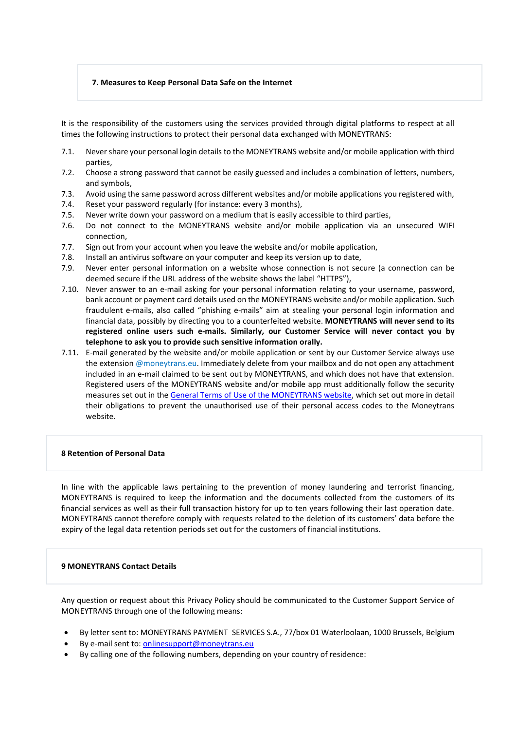## 7. Measures to Keep Personal Data Safe on the Internet

It is the responsibility of the customers using the services provided through digital platforms to respect at all times the following instructions to protect their personal data exchanged with MONEYTRANS:

7.1. Never share your personal login details to the MONEYTRANS website and/or mobile application with third parties,

7.2. Choose a strong password that cannot be easily guessed and includes a combination of letters, numbers, and symbols,

7.3. Avoid using the same password across different websites and/or mobile applications you registered with,

7.4. Reset your password regularly (for instance: every 3 months),

7.5. Never write down your password on a medium that is easily accessible to third parties,

7.6. Do not connect to the MONEYTRANS website and/or mobile application via an unsecured WIFI connection,

7.7. Sign out from your account when you leave the website and/or mobile application,

7.8. Install an antivirus software on your computer and keep its version up to date,

7.9. Never enter personal information on a website whose connection is not secure (a connection can be deemed secure if the URL address of the website shows the label "HTTPS"),

7.10. Never answer to an e-mail asking for your personal information relating to your username, password, bank account or payment card details used on the MONEYTRANS website and/or mobile application. Such fraudulent e-mails, also called "phishing e-mails" aim at stealing your personal login information and financial data, possibly by directing you to a counterfeited website. **MONEYTRANS will never send to its registered online users such e-mails. Similarly, our Customer Service will never contact you by telephone to ask you to provide such sensitive information orally.**

7.11. E-mail generated by the website and/or mobile application or sent by our Customer Service always use the extension @moneytrans.eu. Immediately delete from your mailbox and do not open any attachment included in an e-mail claimed to be sent out by MONEYTRANS, and which does not have that extension. Registered users of the MONEYTRANS website and/or mobile app must additionally follow the security measures set out in the General Terms of Use of the MONEYTRANS website, which set out more in detail their obligations to prevent the unauthorised use of their personal access codes to the Moneytrans website.

## 8 Retention of Personal Data

In line with the applicable laws pertaining to the prevention of money laundering and terrorist financing, MONEYTRANS is required to keep the information and the documents collected from the customers of its financial services as well as their full transaction history for up to ten years following their last operation date. MONEYTRANS cannot therefore comply with requests related to the deletion of its customers' data before the expiry of the legal data retention periods set out for the customers of financial institutions.

## 9 MONEYTRANS Contact Details

Any question or request about this Privacy Policy should be communicated to the Customer Support Service of MONEYTRANS through one of the following means:

- By letter sent to: MONEYTRANS PAYMENT SERVICES S.A., 77/box 01 Waterloolaan, 1000 Brussels, Belgium
- By e-mail sent to: onlinesupport@moneytrans.eu
- By calling one of the following numbers, depending on your country of residence: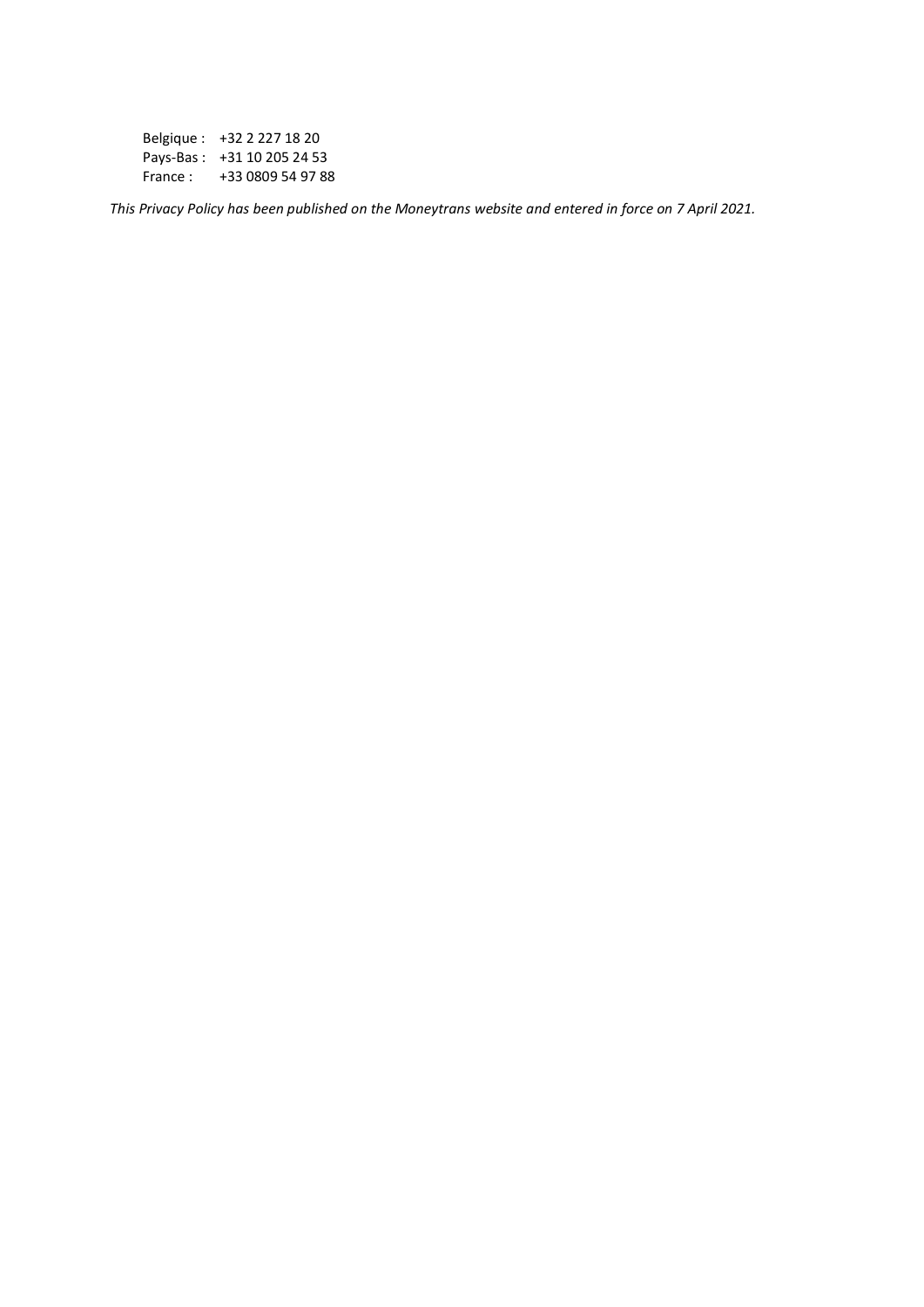Belgique : +32 2 227 18 20
Pays-Bas : +31 10 205 24 53
France : +33 0809 54 97 88

*This Privacy Policy has been published on the Moneytrans website and entered in force on 7 April 2021.*